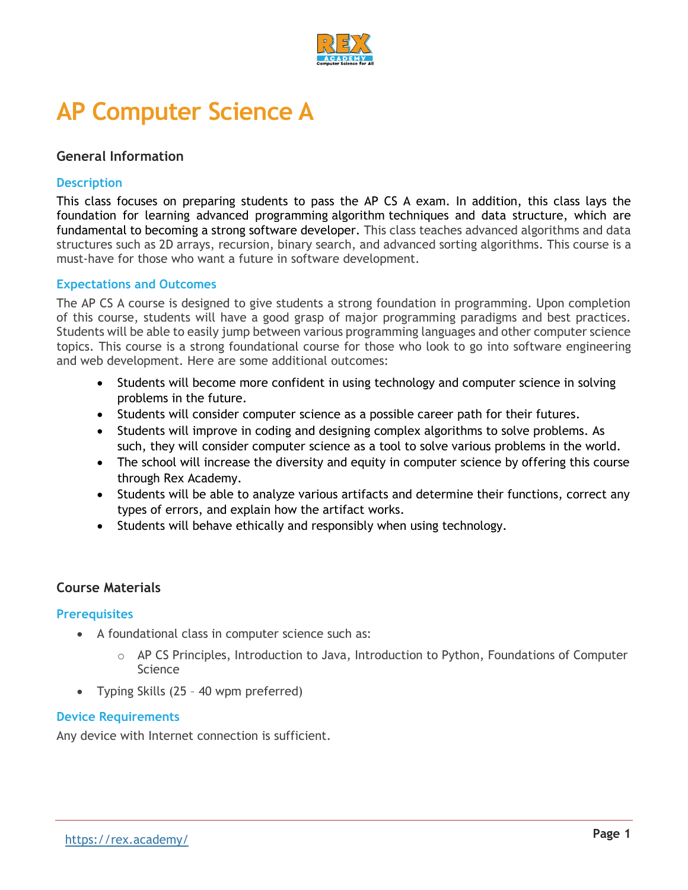# AP Computer Science A

## General Information

### Description

This class focuses on preparing students to pass the AP CS A exam. In addition, this class lays the foundation for learning advanced programming algorithm techniques and data structure, which are fundamental to becoming a strong software developer. This class teaches advanced algorithms and data structures such as 2D arrays, recursion, binary search, and advanced sorting algorithms. This course is a must-have for those who want a future in software development.

### Expectations and Outcomes

The AP CS A course is designed to give students a strong foundation in programming. Upon completion of this course, students will have a good grasp of major programming paradigms and best practices. Students will be able to easily jump between various programming languages and other computer science topics. This course is a strong foundational course for those who look to go into software engineering and web development. Here are some additional outcomes:

- Students will become more confident in using technology and computer science in solving problems in the future.
- Students will consider computer science as a possible career path for their futures.
- Students will improve in coding and designing complex algorithms to solve problems. As such, they will consider computer science as a tool to solve various problems in the world.
- The school will increase the diversity and equity in computer science by offering this course through Rex Academy.
- Students will be able to analyze various artifacts and determine their functions, correct any types of errors, and explain how the artifact works.
- Students will behave ethically and responsibly when using technology.

## Course Materials

### Prerequisites

- A foundational class in computer science such as:
  - AP CS Principles, Introduction to Java, Introduction to Python, Foundations of Computer Science
- Typing Skills (25 – 40 wpm preferred)

### Device Requirements

Any device with Internet connection is sufficient.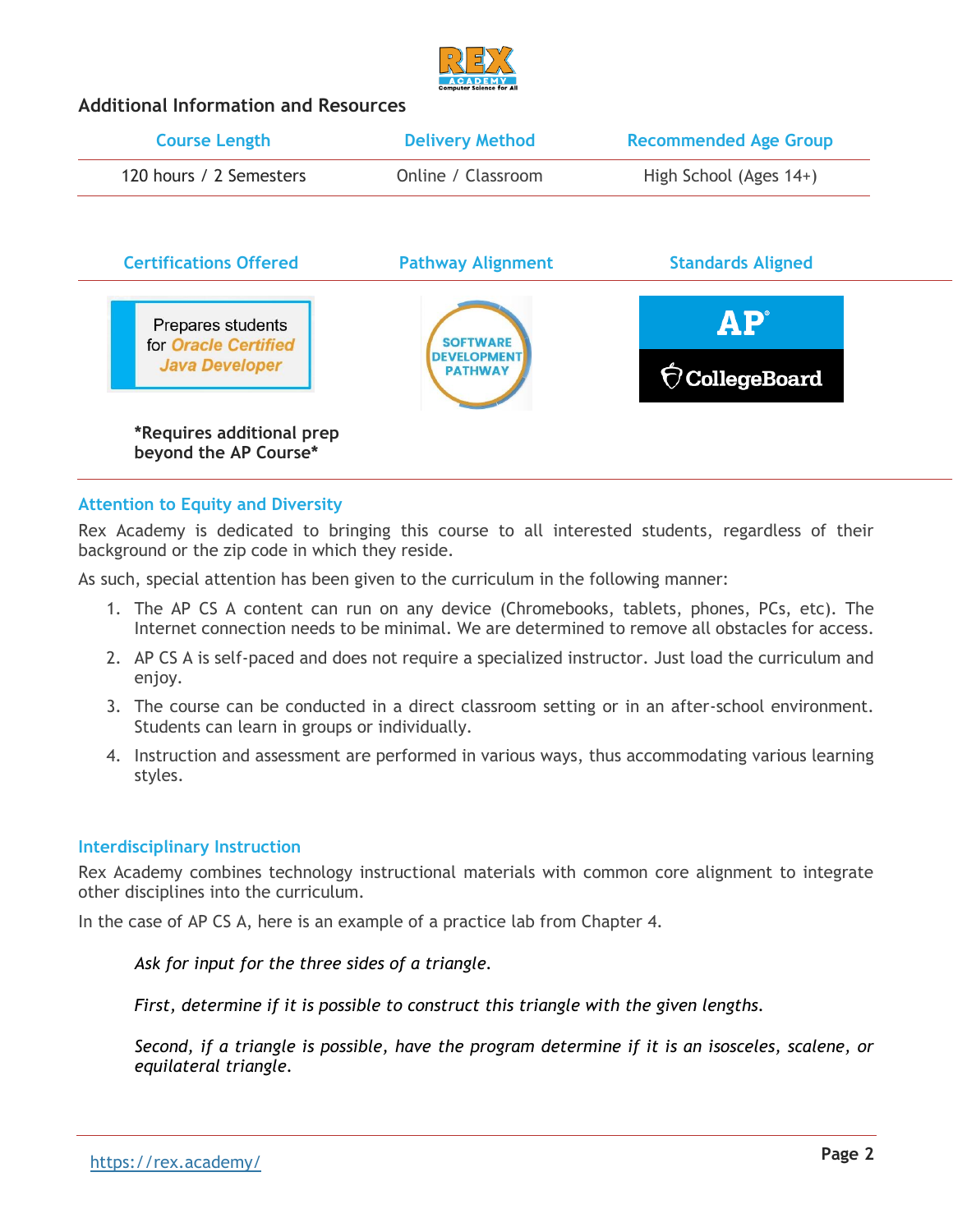## Additional Information and Resources

| Course Length | Delivery Method | Recommended Age Group |
| --- | --- | --- |
| 120 hours / 2 Semesters | Online / Classroom | High School (Ages 14+) |

| Certifications Offered | Pathway Alignment | Standards Aligned |
| --- | --- | --- |
| Prepares students for *Oracle Certified Java Developer* | SOFTWARE DEVELOPMENT PATHWAY | AP CollegeBoard |

**\*Requires additional prep beyond the AP Course\***

### Attention to Equity and Diversity

Rex Academy is dedicated to bringing this course to all interested students, regardless of their background or the zip code in which they reside.

As such, special attention has been given to the curriculum in the following manner:

1. The AP CS A content can run on any device (Chromebooks, tablets, phones, PCs, etc). The Internet connection needs to be minimal. We are determined to remove all obstacles for access.
2. AP CS A is self-paced and does not require a specialized instructor. Just load the curriculum and enjoy.
3. The course can be conducted in a direct classroom setting or in an after-school environment. Students can learn in groups or individually.
4. Instruction and assessment are performed in various ways, thus accommodating various learning styles.

### Interdisciplinary Instruction

Rex Academy combines technology instructional materials with common core alignment to integrate other disciplines into the curriculum.

In the case of AP CS A, here is an example of a practice lab from Chapter 4.

*Ask for input for the three sides of a triangle.*

*First, determine if it is possible to construct this triangle with the given lengths.*

*Second, if a triangle is possible, have the program determine if it is an isosceles, scalene, or equilateral triangle.*

https://rex.academy/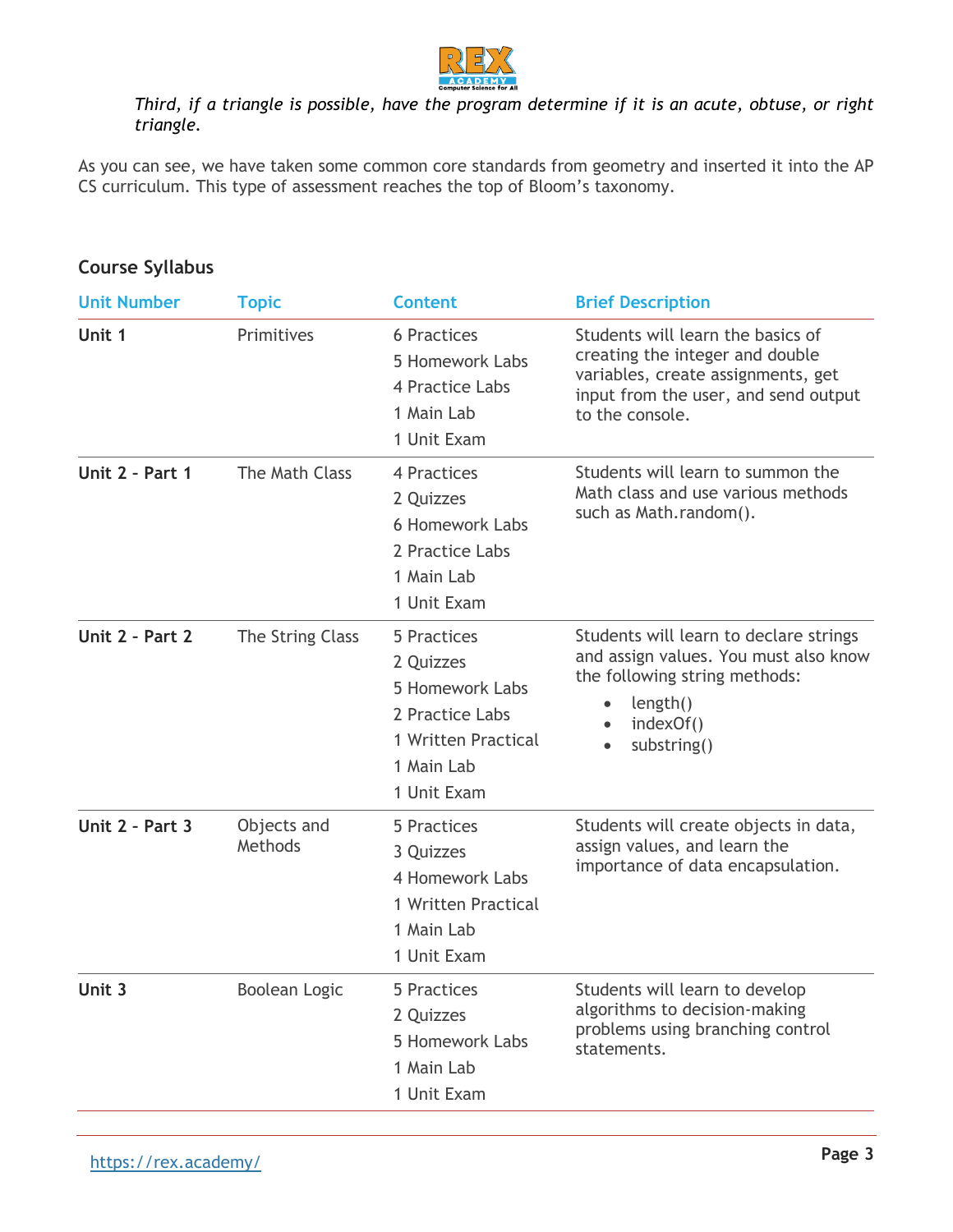*Third, if a triangle is possible, have the program determine if it is an acute, obtuse, or right triangle.*

As you can see, we have taken some common core standards from geometry and inserted it into the AP CS curriculum. This type of assessment reaches the top of Bloom's taxonomy.

## Course Syllabus

| Unit Number | Topic | Content | Brief Description |
|---|---|---|---|
| **Unit 1** | Primitives | 6 Practices<br>5 Homework Labs<br>4 Practice Labs<br>1 Main Lab<br>1 Unit Exam | Students will learn the basics of creating the integer and double variables, create assignments, get input from the user, and send output to the console. |
| **Unit 2 - Part 1** | The Math Class | 4 Practices<br>2 Quizzes<br>6 Homework Labs<br>2 Practice Labs<br>1 Main Lab<br>1 Unit Exam | Students will learn to summon the Math class and use various methods such as Math.random(). |
| **Unit 2 - Part 2** | The String Class | 5 Practices<br>2 Quizzes<br>5 Homework Labs<br>2 Practice Labs<br>1 Written Practical<br>1 Main Lab<br>1 Unit Exam | Students will learn to declare strings and assign values. You must also know the following string methods:<br>• length()<br>• indexOf()<br>• substring() |
| **Unit 2 - Part 3** | Objects and Methods | 5 Practices<br>3 Quizzes<br>4 Homework Labs<br>1 Written Practical<br>1 Main Lab<br>1 Unit Exam | Students will create objects in data, assign values, and learn the importance of data encapsulation. |
| **Unit 3** | Boolean Logic | 5 Practices<br>2 Quizzes<br>5 Homework Labs<br>1 Main Lab<br>1 Unit Exam | Students will learn to develop algorithms to decision-making problems using branching control statements. |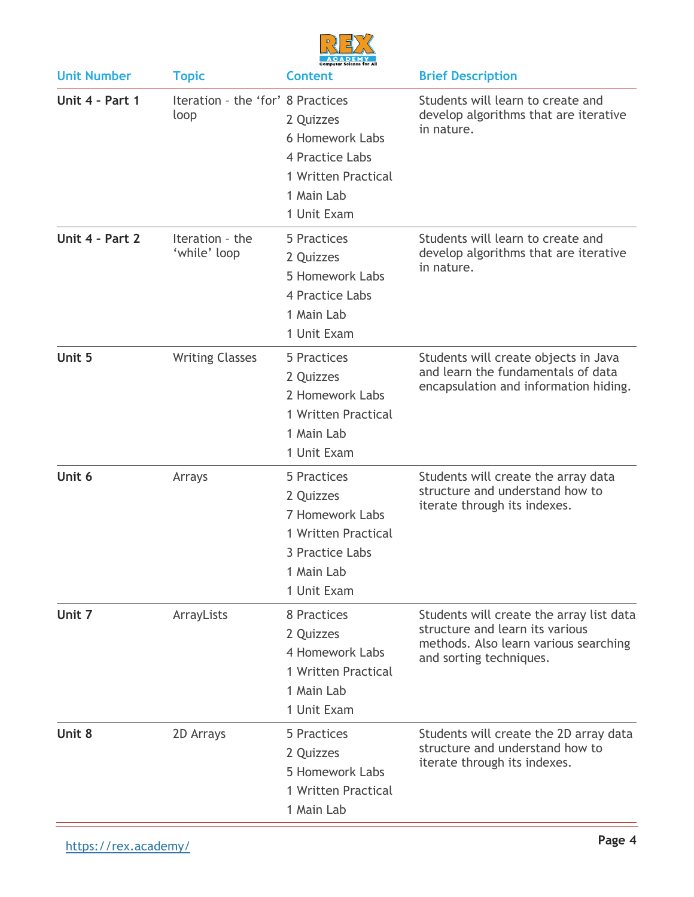| Unit Number | Topic | Content | Brief Description |
|---|---|---|---|
| **Unit 4 - Part 1** | Iteration – the 'for' loop | 8 Practices<br>2 Quizzes<br>6 Homework Labs<br>4 Practice Labs<br>1 Written Practical<br>1 Main Lab<br>1 Unit Exam | Students will learn to create and develop algorithms that are iterative in nature. |
| **Unit 4 - Part 2** | Iteration – the 'while' loop | 5 Practices<br>2 Quizzes<br>5 Homework Labs<br>4 Practice Labs<br>1 Main Lab<br>1 Unit Exam | Students will learn to create and develop algorithms that are iterative in nature. |
| **Unit 5** | Writing Classes | 5 Practices<br>2 Quizzes<br>2 Homework Labs<br>1 Written Practical<br>1 Main Lab<br>1 Unit Exam | Students will create objects in Java and learn the fundamentals of data encapsulation and information hiding. |
| **Unit 6** | Arrays | 5 Practices<br>2 Quizzes<br>7 Homework Labs<br>1 Written Practical<br>3 Practice Labs<br>1 Main Lab<br>1 Unit Exam | Students will create the array data structure and understand how to iterate through its indexes. |
| **Unit 7** | ArrayLists | 8 Practices<br>2 Quizzes<br>4 Homework Labs<br>1 Written Practical<br>1 Main Lab<br>1 Unit Exam | Students will create the array list data structure and learn its various methods. Also learn various searching and sorting techniques. |
| **Unit 8** | 2D Arrays | 5 Practices<br>2 Quizzes<br>5 Homework Labs<br>1 Written Practical<br>1 Main Lab | Students will create the 2D array data structure and understand how to iterate through its indexes. |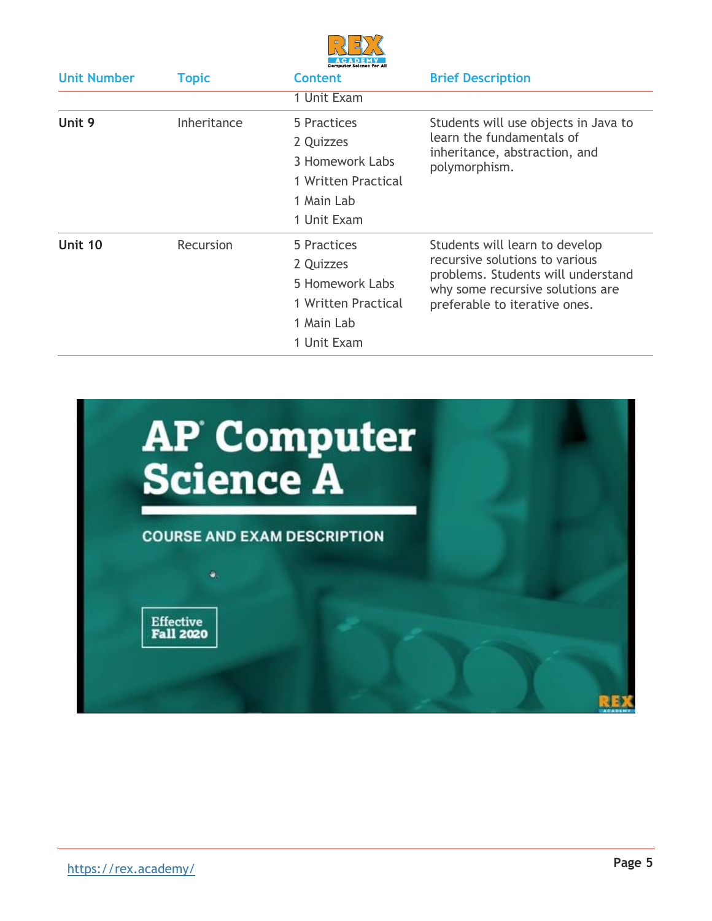| Unit Number | Topic | Content | Brief Description |
|---|---|---|---|
| | | 1 Unit Exam | |
| **Unit 9** | Inheritance | 5 Practices<br>2 Quizzes<br>3 Homework Labs<br>1 Written Practical<br>1 Main Lab<br>1 Unit Exam | Students will use objects in Java to learn the fundamentals of inheritance, abstraction, and polymorphism. |
| **Unit 10** | Recursion | 5 Practices<br>2 Quizzes<br>5 Homework Labs<br>1 Written Practical<br>1 Main Lab<br>1 Unit Exam | Students will learn to develop recursive solutions to various problems. Students will understand why some recursive solutions are preferable to iterative ones. |

AP® Computer Science A

COURSE AND EXAM DESCRIPTION

Effective Fall 2020

https://rex.academy/